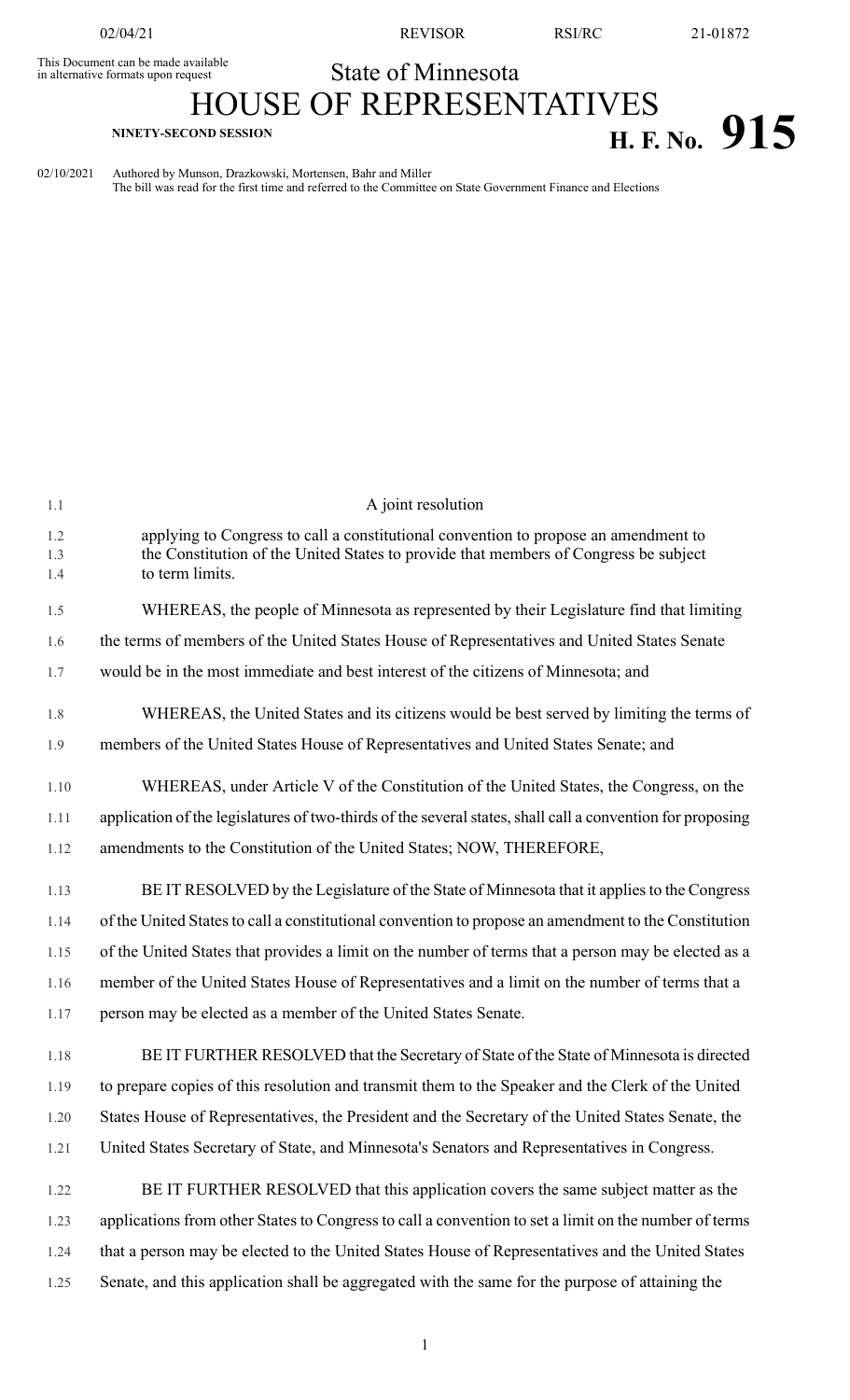This Document can be made available in alternative formats upon request

# State of Minnesota

# HOUSE OF REPRESENTATIVES

**NINETY-SECOND SESSION**

# H. F. No. 915

02/10/2021 Authored by Munson, Drazkowski, Mortensen, Bahr and Miller
The bill was read for the first time and referred to the Committee on State Government Finance and Elections

A joint resolution

applying to Congress to call a constitutional convention to propose an amendment to the Constitution of the United States to provide that members of Congress be subject to term limits.

WHEREAS, the people of Minnesota as represented by their Legislature find that limiting the terms of members of the United States House of Representatives and United States Senate would be in the most immediate and best interest of the citizens of Minnesota; and

WHEREAS, the United States and its citizens would be best served by limiting the terms of members of the United States House of Representatives and United States Senate; and

WHEREAS, under Article V of the Constitution of the United States, the Congress, on the application of the legislatures of two-thirds of the several states, shall call a convention for proposing amendments to the Constitution of the United States; NOW, THEREFORE,

BE IT RESOLVED by the Legislature of the State of Minnesota that it applies to the Congress of the United States to call a constitutional convention to propose an amendment to the Constitution of the United States that provides a limit on the number of terms that a person may be elected as a member of the United States House of Representatives and a limit on the number of terms that a person may be elected as a member of the United States Senate.

BE IT FURTHER RESOLVED that the Secretary of State of the State of Minnesota is directed to prepare copies of this resolution and transmit them to the Speaker and the Clerk of the United States House of Representatives, the President and the Secretary of the United States Senate, the United States Secretary of State, and Minnesota's Senators and Representatives in Congress.

BE IT FURTHER RESOLVED that this application covers the same subject matter as the applications from other States to Congress to call a convention to set a limit on the number of terms that a person may be elected to the United States House of Representatives and the United States Senate, and this application shall be aggregated with the same for the purpose of attaining the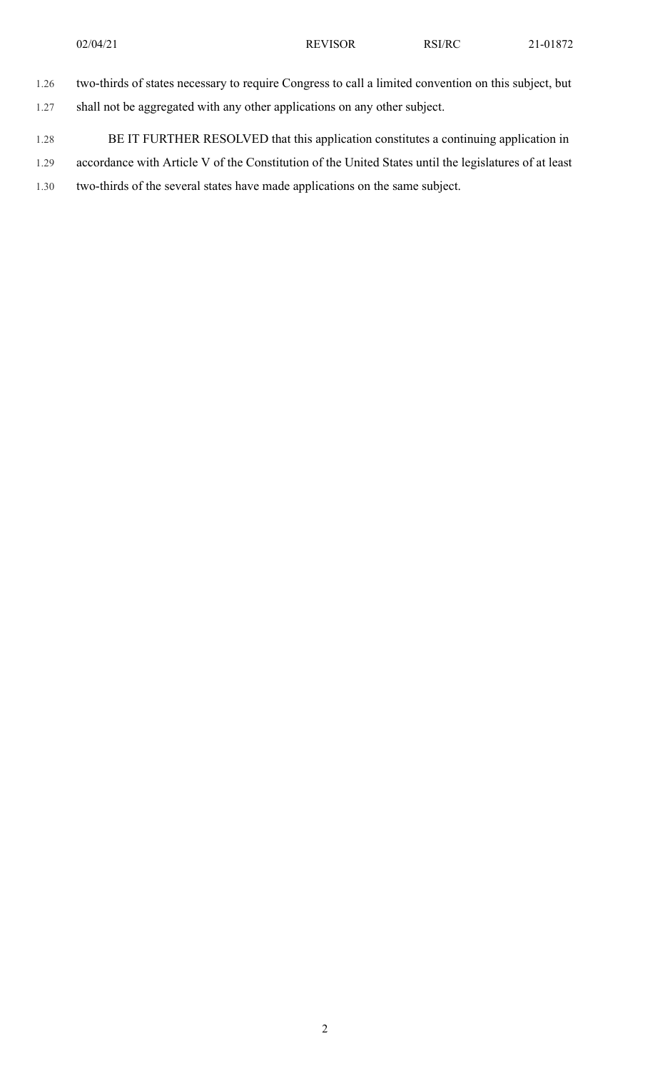two-thirds of states necessary to require Congress to call a limited convention on this subject, but shall not be aggregated with any other applications on any other subject.

BE IT FURTHER RESOLVED that this application constitutes a continuing application in accordance with Article V of the Constitution of the United States until the legislatures of at least two-thirds of the several states have made applications on the same subject.